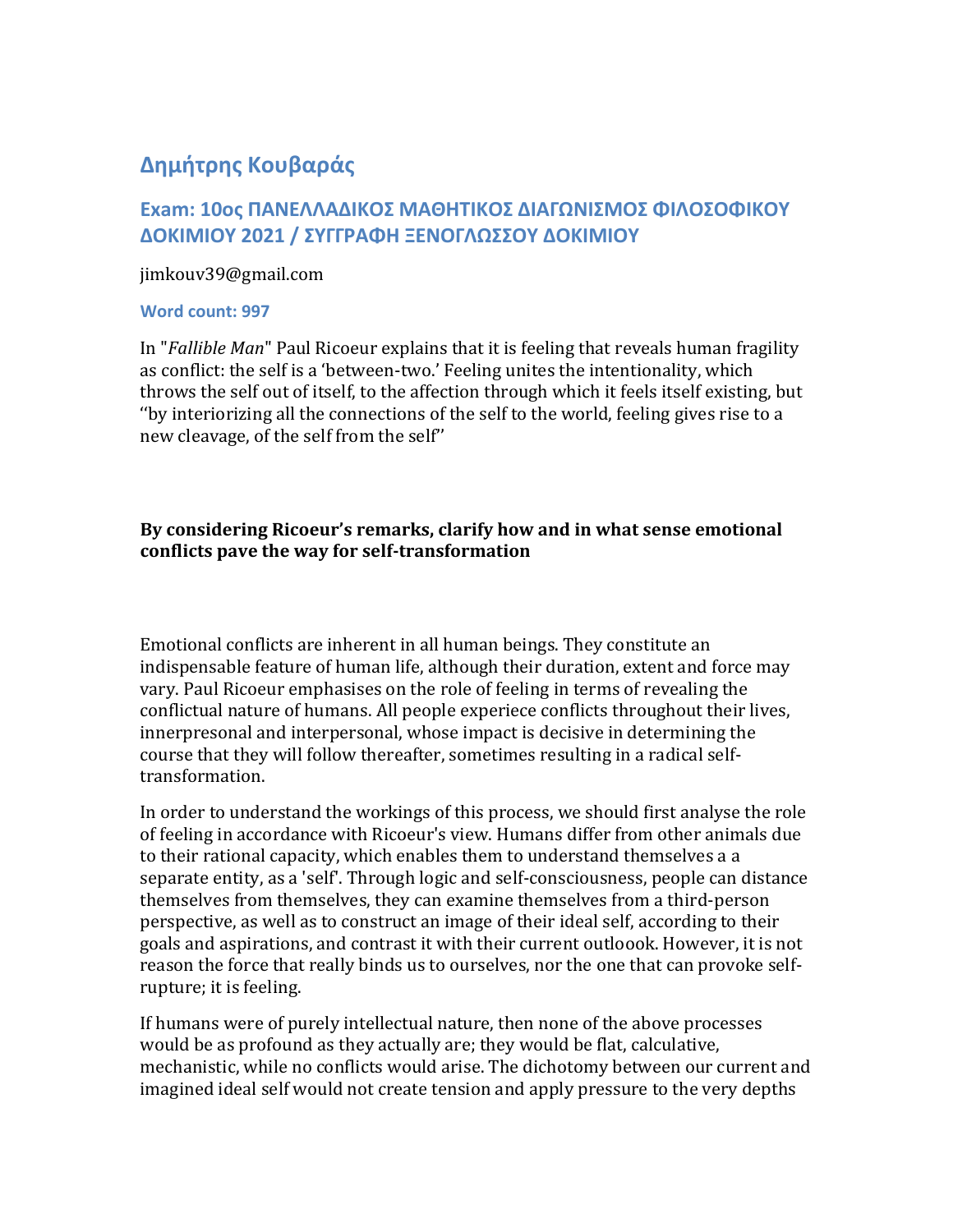## Δημήτρης Κουβαράς

## Exam: 10ος ΠΑΝΕΛΛΑΔΙΚΟΣ ΜΑΘΗΤΙΚΟΣ ΔΙΑΓΩΝΙΣΜΟΣ ΦΙΛΟΣΟΦΙΚΟΥ ΔΟΚΙΜΙΟΥ 2021 / ΣΥΓΓΡΑΦΗ ΞΕΝΟΓΛΩΣΣΟΥ ΔΟΚΙΜΙΟΥ

jimkouv39@gmail.com

**Word count: 997**

In "*Fallible Man*" Paul Ricoeur explains that it is feeling that reveals human fragility as conflict: the self is a 'between-two.' Feeling unites the intentionality, which throws the self out of itself, to the affection through which it feels itself existing, but ''by interiorizing all the connections of the self to the world, feeling gives rise to a new cleavage, of the self from the self''

**By considering Ricoeur's remarks, clarify how and in what sense emotional conflicts pave the way for self-transformation**

Emotional conflicts are inherent in all human beings. They constitute an indispensable feature of human life, although their duration, extent and force may vary. Paul Ricoeur emphasises on the role of feeling in terms of revealing the conflictual nature of humans. All people experiece conflicts throughout their lives, innerpresonal and interpersonal, whose impact is decisive in determining the course that they will follow thereafter, sometimes resulting in a radical self-transformation.

In order to understand the workings of this process, we should first analyse the role of feeling in accordance with Ricoeur's view. Humans differ from other animals due to their rational capacity, which enables them to understand themselves a a separate entity, as a 'self'. Through logic and self-consciousness, people can distance themselves from themselves, they can examine themselves from a third-person perspective, as well as to construct an image of their ideal self, according to their goals and aspirations, and contrast it with their current outloook. However, it is not reason the force that really binds us to ourselves, nor the one that can provoke self-rupture; it is feeling.

If humans were of purely intellectual nature, then none of the above processes would be as profound as they actually are; they would be flat, calculative, mechanistic, while no conflicts would arise. The dichotomy between our current and imagined ideal self would not create tension and apply pressure to the very depths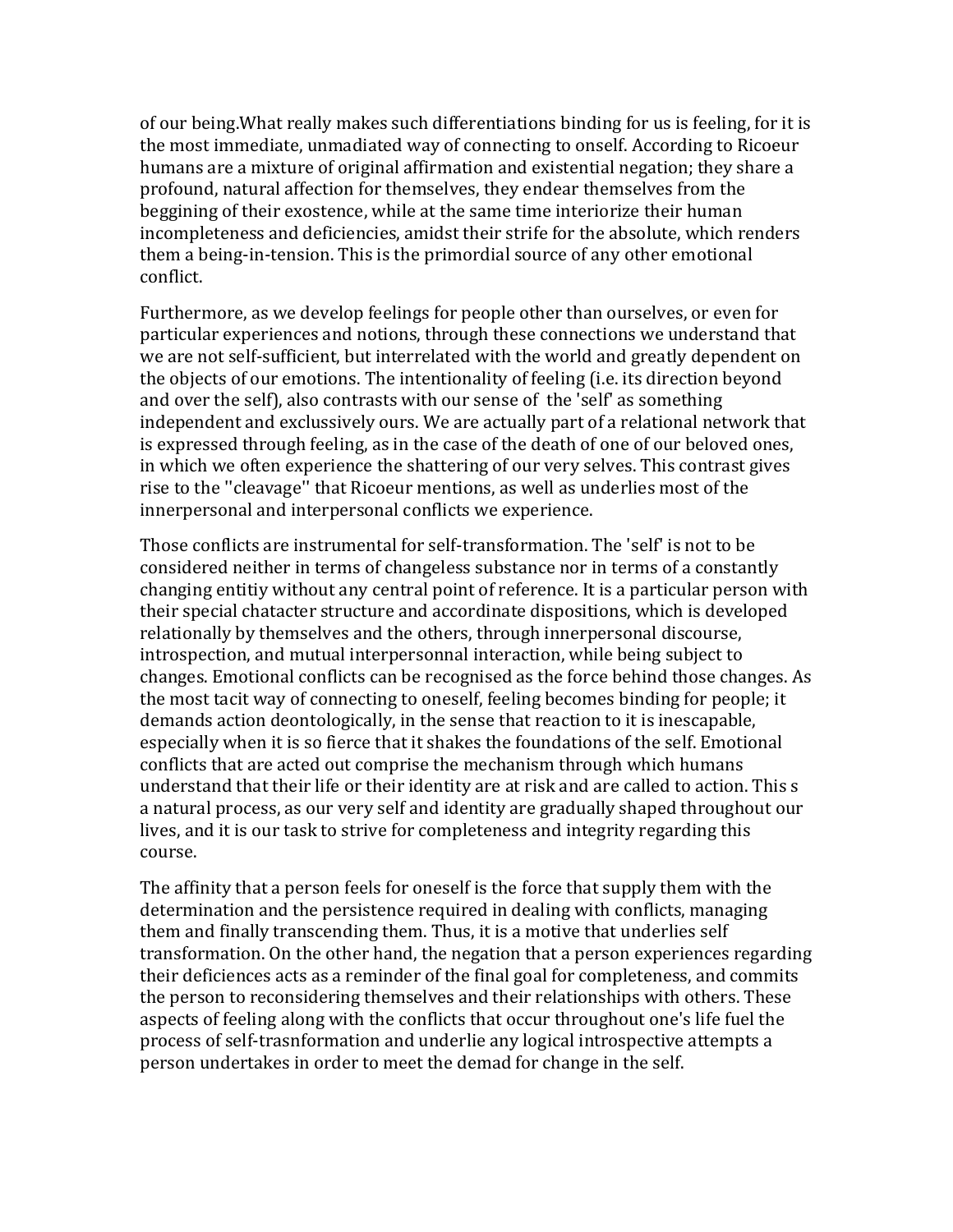of our being.What really makes such differentiations binding for us is feeling, for it is the most immediate, unmadiated way of connecting to onself. According to Ricoeur humans are a mixture of original affirmation and existential negation; they share a profound, natural affection for themselves, they endear themselves from the beggining of their exostence, while at the same time interiorize their human incompleteness and deficiencies, amidst their strife for the absolute, which renders them a being-in-tension. This is the primordial source of any other emotional conflict.

Furthermore, as we develop feelings for people other than ourselves, or even for particular experiences and notions, through these connections we understand that we are not self-sufficient, but interrelated with the world and greatly dependent on the objects of our emotions. The intentionality of feeling (i.e. its direction beyond and over the self), also contrasts with our sense of  the 'self' as something independent and exclussively ours. We are actually part of a relational network that is expressed through feeling, as in the case of the death of one of our beloved ones, in which we often experience the shattering of our very selves. This contrast gives rise to the ''cleavage'' that Ricoeur mentions, as well as underlies most of the innerpersonal and interpersonal conflicts we experience.

Those conflicts are instrumental for self-transformation. The 'self' is not to be considered neither in terms of changeless substance nor in terms of a constantly changing entitiy without any central point of reference. It is a particular person with their special chatacter structure and accordinate dispositions, which is developed relationally by themselves and the others, through innerpersonal discourse, introspection, and mutual interpersonnal interaction, while being subject to changes. Emotional conflicts can be recognised as the force behind those changes. As the most tacit way of connecting to oneself, feeling becomes binding for people; it demands action deontologically, in the sense that reaction to it is inescapable, especially when it is so fierce that it shakes the foundations of the self. Emotional conflicts that are acted out comprise the mechanism through which humans understand that their life or their identity are at risk and are called to action. This s a natural process, as our very self and identity are gradually shaped throughout our lives, and it is our task to strive for completeness and integrity regarding this course.

The affinity that a person feels for oneself is the force that supply them with the determination and the persistence required in dealing with conflicts, managing them and finally transcending them. Thus, it is a motive that underlies self transformation. On the other hand, the negation that a person experiences regarding their deficiences acts as a reminder of the final goal for completeness, and commits the person to reconsidering themselves and their relationships with others. These aspects of feeling along with the conflicts that occur throughout one's life fuel the process of self-trasnformation and underlie any logical introspective attempts a person undertakes in order to meet the demad for change in the self.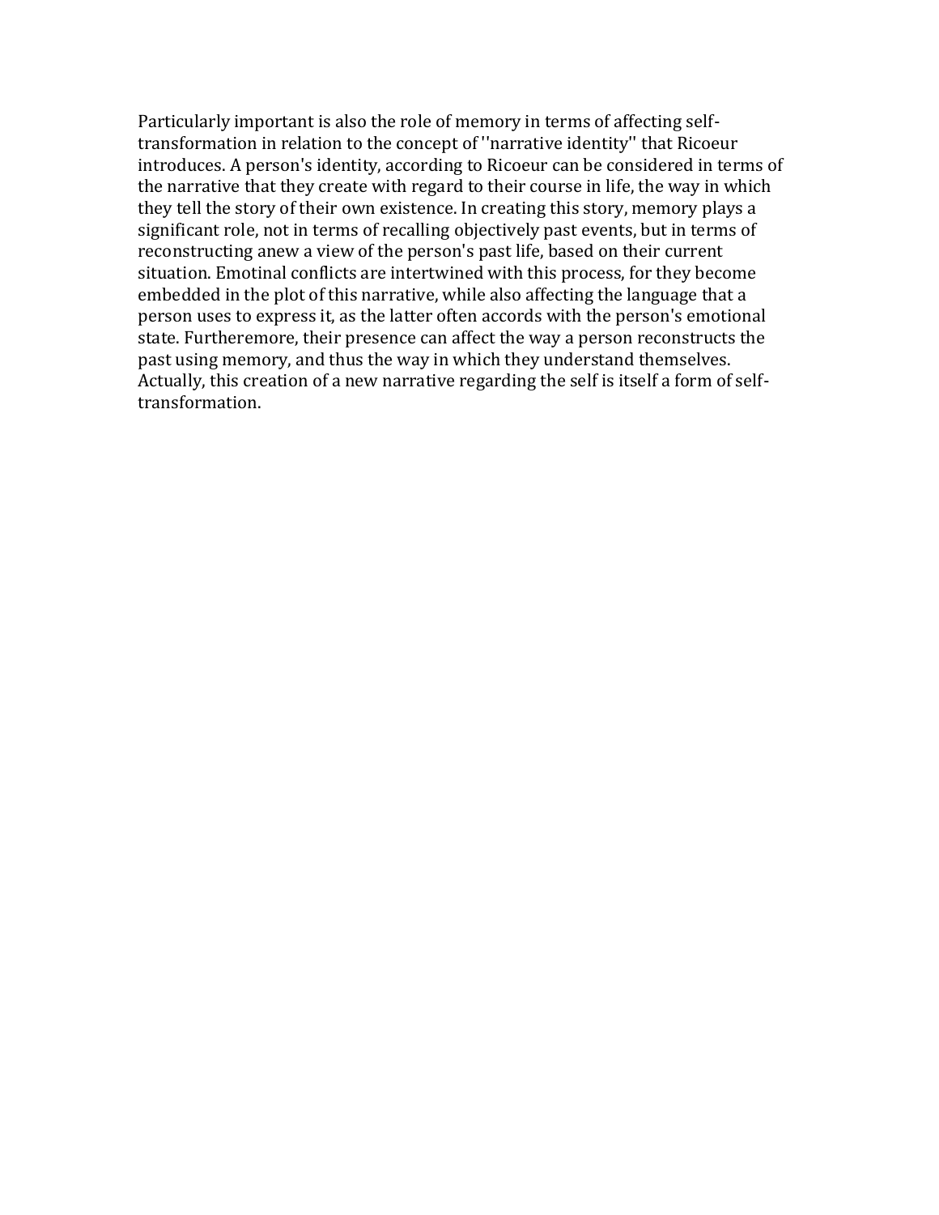Particularly important is also the role of memory in terms of affecting self-transformation in relation to the concept of ''narrative identity'' that Ricoeur introduces. A person's identity, according to Ricoeur can be considered in terms of the narrative that they create with regard to their course in life, the way in which they tell the story of their own existence. In creating this story, memory plays a significant role, not in terms of recalling objectively past events, but in terms of reconstructing anew a view of the person's past life, based on their current situation. Emotinal conflicts are intertwined with this process, for they become embedded in the plot of this narrative, while also affecting the language that a person uses to express it, as the latter often accords with the person's emotional state. Furtheremore, their presence can affect the way a person reconstructs the past using memory, and thus the way in which they understand themselves. Actually, this creation of a new narrative regarding the self is itself a form of self-transformation.